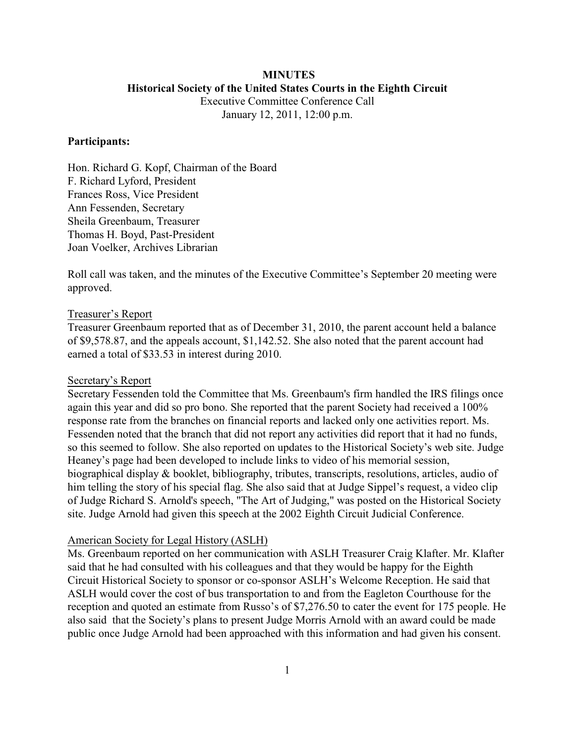**MINUTES**

**Historical Society of the United States Courts in the Eighth Circuit**

Executive Committee Conference Call

January 12, 2011, 12:00 p.m.

**Participants:**

Hon. Richard G. Kopf, Chairman of the Board
F. Richard Lyford, President
Frances Ross, Vice President
Ann Fessenden, Secretary
Sheila Greenbaum, Treasurer
Thomas H. Boyd, Past-President
Joan Voelker, Archives Librarian

Roll call was taken, and the minutes of the Executive Committee's September 20 meeting were approved.

<u>Treasurer's Report</u>

Treasurer Greenbaum reported that as of December 31, 2010, the parent account held a balance of $9,578.87, and the appeals account, $1,142.52. She also noted that the parent account had earned a total of $33.53 in interest during 2010.

<u>Secretary's Report</u>

Secretary Fessenden told the Committee that Ms. Greenbaum's firm handled the IRS filings once again this year and did so pro bono. She reported that the parent Society had received a 100% response rate from the branches on financial reports and lacked only one activities report. Ms. Fessenden noted that the branch that did not report any activities did report that it had no funds, so this seemed to follow. She also reported on updates to the Historical Society's web site. Judge Heaney's page had been developed to include links to video of his memorial session, biographical display & booklet, bibliography, tributes, transcripts, resolutions, articles, audio of him telling the story of his special flag. She also said that at Judge Sippel's request, a video clip of Judge Richard S. Arnold's speech, "The Art of Judging," was posted on the Historical Society site. Judge Arnold had given this speech at the 2002 Eighth Circuit Judicial Conference.

<u>American Society for Legal History (ASLH)</u>

Ms. Greenbaum reported on her communication with ASLH Treasurer Craig Klafter. Mr. Klafter said that he had consulted with his colleagues and that they would be happy for the Eighth Circuit Historical Society to sponsor or co-sponsor ASLH's Welcome Reception. He said that ASLH would cover the cost of bus transportation to and from the Eagleton Courthouse for the reception and quoted an estimate from Russo's of $7,276.50 to cater the event for 175 people. He also said that the Society's plans to present Judge Morris Arnold with an award could be made public once Judge Arnold had been approached with this information and had given his consent.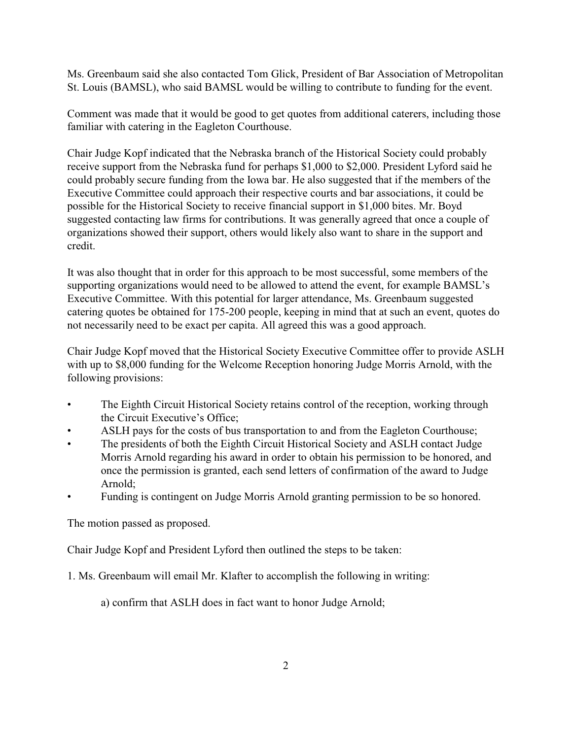Ms. Greenbaum said she also contacted Tom Glick, President of Bar Association of Metropolitan St. Louis (BAMSL), who said BAMSL would be willing to contribute to funding for the event.

Comment was made that it would be good to get quotes from additional caterers, including those familiar with catering in the Eagleton Courthouse.

Chair Judge Kopf indicated that the Nebraska branch of the Historical Society could probably receive support from the Nebraska fund for perhaps $1,000 to $2,000. President Lyford said he could probably secure funding from the Iowa bar. He also suggested that if the members of the Executive Committee could approach their respective courts and bar associations, it could be possible for the Historical Society to receive financial support in $1,000 bites. Mr. Boyd suggested contacting law firms for contributions. It was generally agreed that once a couple of organizations showed their support, others would likely also want to share in the support and credit.

It was also thought that in order for this approach to be most successful, some members of the supporting organizations would need to be allowed to attend the event, for example BAMSL's Executive Committee. With this potential for larger attendance, Ms. Greenbaum suggested catering quotes be obtained for 175-200 people, keeping in mind that at such an event, quotes do not necessarily need to be exact per capita. All agreed this was a good approach.

Chair Judge Kopf moved that the Historical Society Executive Committee offer to provide ASLH with up to $8,000 funding for the Welcome Reception honoring Judge Morris Arnold, with the following provisions:

- The Eighth Circuit Historical Society retains control of the reception, working through the Circuit Executive's Office;
- ASLH pays for the costs of bus transportation to and from the Eagleton Courthouse;
- The presidents of both the Eighth Circuit Historical Society and ASLH contact Judge Morris Arnold regarding his award in order to obtain his permission to be honored, and once the permission is granted, each send letters of confirmation of the award to Judge Arnold;
- Funding is contingent on Judge Morris Arnold granting permission to be so honored.

The motion passed as proposed.

Chair Judge Kopf and President Lyford then outlined the steps to be taken:

1. Ms. Greenbaum will email Mr. Klafter to accomplish the following in writing:

    a) confirm that ASLH does in fact want to honor Judge Arnold;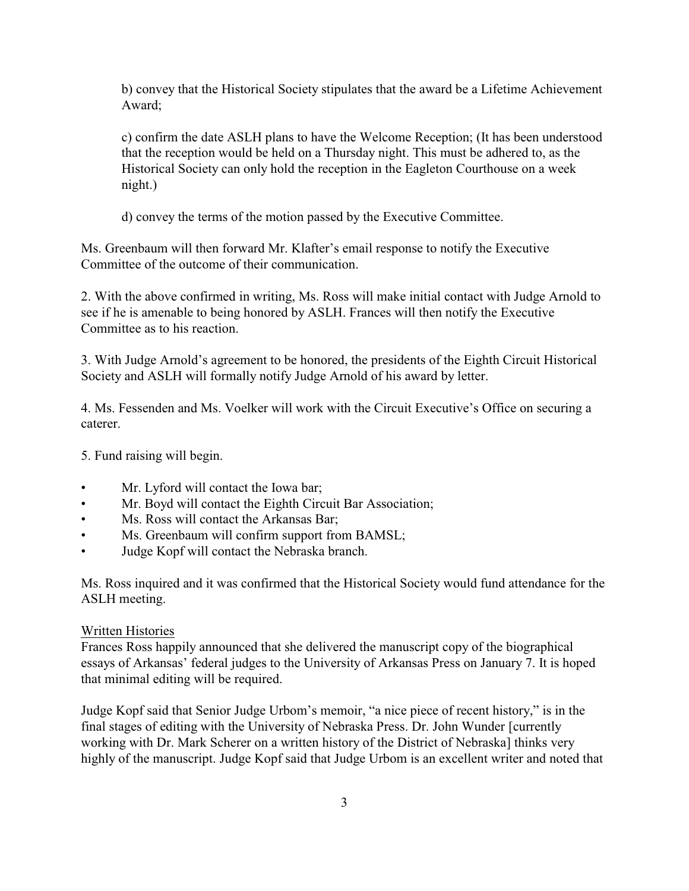b) convey that the Historical Society stipulates that the award be a Lifetime Achievement Award;

c) confirm the date ASLH plans to have the Welcome Reception; (It has been understood that the reception would be held on a Thursday night. This must be adhered to, as the Historical Society can only hold the reception in the Eagleton Courthouse on a week night.)

d) convey the terms of the motion passed by the Executive Committee.

Ms. Greenbaum will then forward Mr. Klafter's email response to notify the Executive Committee of the outcome of their communication.

2. With the above confirmed in writing, Ms. Ross will make initial contact with Judge Arnold to see if he is amenable to being honored by ASLH. Frances will then notify the Executive Committee as to his reaction.

3. With Judge Arnold's agreement to be honored, the presidents of the Eighth Circuit Historical Society and ASLH will formally notify Judge Arnold of his award by letter.

4. Ms. Fessenden and Ms. Voelker will work with the Circuit Executive's Office on securing a caterer.

5. Fund raising will begin.

- Mr. Lyford will contact the Iowa bar;
- Mr. Boyd will contact the Eighth Circuit Bar Association;
- Ms. Ross will contact the Arkansas Bar;
- Ms. Greenbaum will confirm support from BAMSL;
- Judge Kopf will contact the Nebraska branch.

Ms. Ross inquired and it was confirmed that the Historical Society would fund attendance for the ASLH meeting.

<u>Written Histories</u>

Frances Ross happily announced that she delivered the manuscript copy of the biographical essays of Arkansas' federal judges to the University of Arkansas Press on January 7. It is hoped that minimal editing will be required.

Judge Kopf said that Senior Judge Urbom's memoir, "a nice piece of recent history," is in the final stages of editing with the University of Nebraska Press. Dr. John Wunder [currently working with Dr. Mark Scherer on a written history of the District of Nebraska] thinks very highly of the manuscript. Judge Kopf said that Judge Urbom is an excellent writer and noted that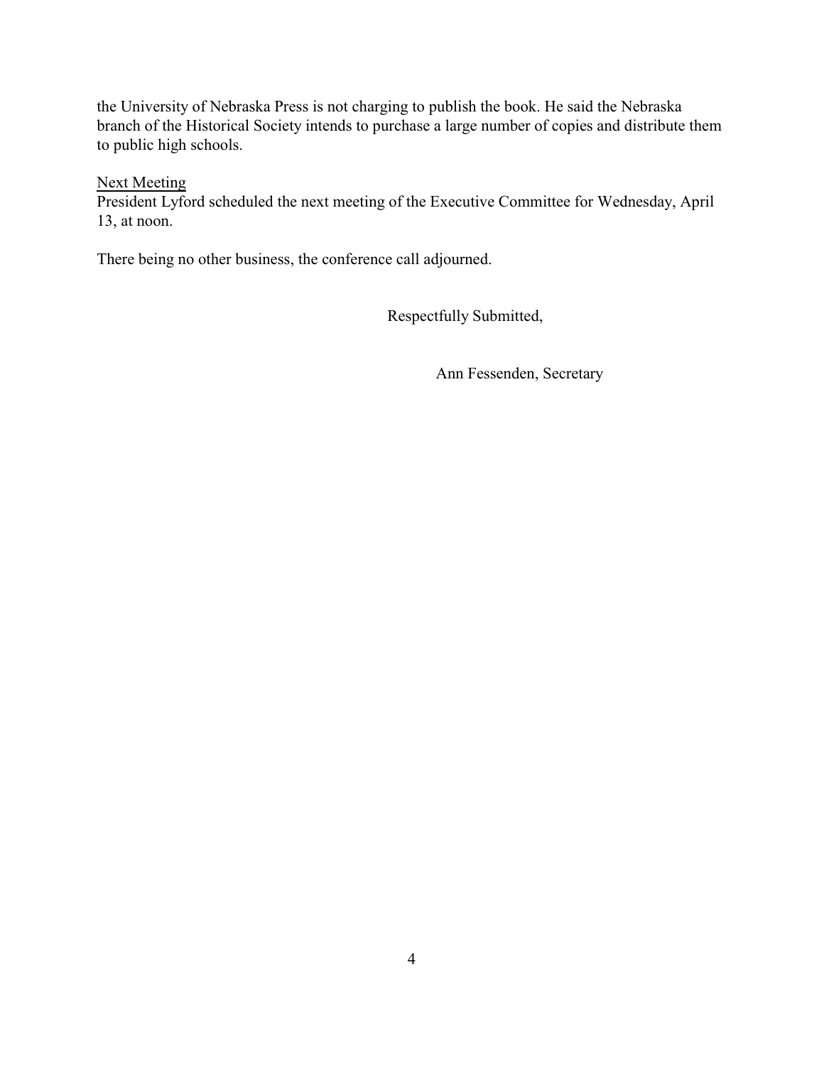the University of Nebraska Press is not charging to publish the book. He said the Nebraska branch of the Historical Society intends to purchase a large number of copies and distribute them to public high schools.

<u>Next Meeting</u>

President Lyford scheduled the next meeting of the Executive Committee for Wednesday, April 13, at noon.

There being no other business, the conference call adjourned.

Respectfully Submitted,

Ann Fessenden, Secretary